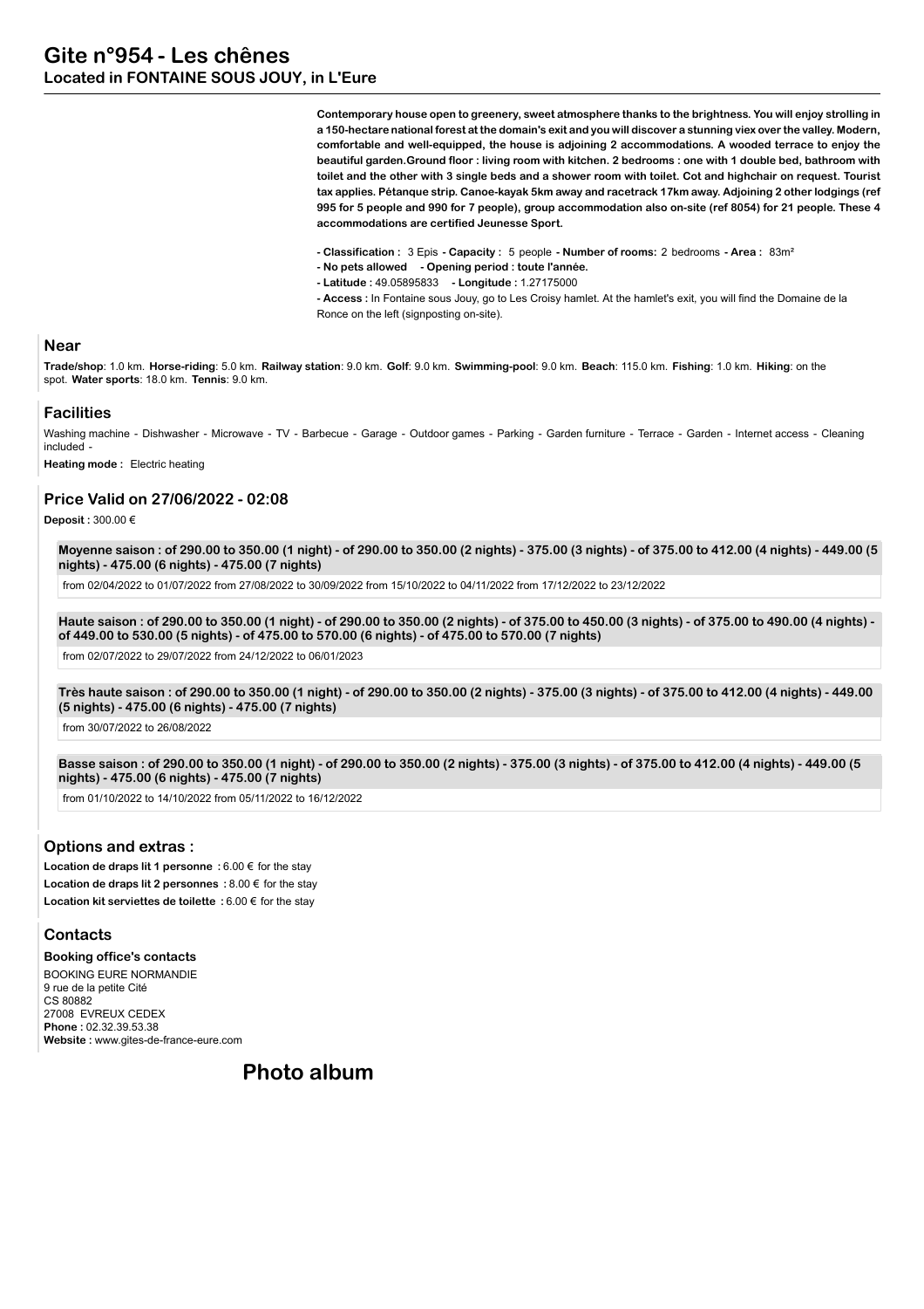# Gite n°954 - Les chênes

## Located in FONTAINE SOUS JOUY, in L'Eure

**Contemporary house open to greenery, sweet atmosphere thanks to the brightness. You will enjoy strolling in a 150-hectare national forest at the domain's exit and you will discover a stunning viex over the valley. Modern, comfortable and well-equipped, the house is adjoining 2 accommodations. A wooded terrace to enjoy the beautiful garden.Ground floor : living room with kitchen. 2 bedrooms : one with 1 double bed, bathroom with toilet and the other with 3 single beds and a shower room with toilet. Cot and highchair on request. Tourist tax applies. Pétanque strip. Canoe-kayak 5km away and racetrack 17km away. Adjoining 2 other lodgings (ref 995 for 5 people and 990 for 7 people), group accommodation also on-site (ref 8054) for 21 people. These 4 accommodations are certified Jeunesse Sport.**

- **Classification :** 3 Epis **- Capacity :** 5 people **- Number of rooms:** 2 bedrooms **- Area :** 83m²
- **No pets allowed - Opening period : toute l'année.**
- **Latitude :** 49.05895833 **- Longitude :** 1.27175000
- **Access :** In Fontaine sous Jouy, go to Les Croisy hamlet. At the hamlet's exit, you will find the Domaine de la Ronce on the left (signposting on-site).

## Near

**Trade/shop**: 1.0 km. **Horse-riding**: 5.0 km. **Railway station**: 9.0 km. **Golf**: 9.0 km. **Swimming-pool**: 9.0 km. **Beach**: 115.0 km. **Fishing**: 1.0 km. **Hiking**: on the spot. **Water sports**: 18.0 km. **Tennis**: 9.0 km.

## Facilities

Washing machine - Dishwasher - Microwave - TV - Barbecue - Garage - Outdoor games - Parking - Garden furniture - Terrace - Garden - Internet access - Cleaning included -

**Heating mode :** Electric heating

## Price Valid on 27/06/2022 - 02:08

**Deposit :** 300.00 €

**Moyenne saison : of 290.00 to 350.00 (1 night) - of 290.00 to 350.00 (2 nights) - 375.00 (3 nights) - of 375.00 to 412.00 (4 nights) - 449.00 (5 nights) - 475.00 (6 nights) - 475.00 (7 nights)**

from 02/04/2022 to 01/07/2022 from 27/08/2022 to 30/09/2022 from 15/10/2022 to 04/11/2022 from 17/12/2022 to 23/12/2022

**Haute saison : of 290.00 to 350.00 (1 night) - of 290.00 to 350.00 (2 nights) - of 375.00 to 450.00 (3 nights) - of 375.00 to 490.00 (4 nights) - of 449.00 to 530.00 (5 nights) - of 475.00 to 570.00 (6 nights) - of 475.00 to 570.00 (7 nights)**

from 02/07/2022 to 29/07/2022 from 24/12/2022 to 06/01/2023

**Très haute saison : of 290.00 to 350.00 (1 night) - of 290.00 to 350.00 (2 nights) - 375.00 (3 nights) - of 375.00 to 412.00 (4 nights) - 449.00 (5 nights) - 475.00 (6 nights) - 475.00 (7 nights)**

from 30/07/2022 to 26/08/2022

**Basse saison : of 290.00 to 350.00 (1 night) - of 290.00 to 350.00 (2 nights) - 375.00 (3 nights) - of 375.00 to 412.00 (4 nights) - 449.00 (5 nights) - 475.00 (6 nights) - 475.00 (7 nights)**

from 01/10/2022 to 14/10/2022 from 05/11/2022 to 16/12/2022

## Options and extras :

**Location de draps lit 1 personne :** 6.00 € for the stay
**Location de draps lit 2 personnes :** 8.00 € for the stay
**Location kit serviettes de toilette :** 6.00 € for the stay

## Contacts

**Booking office's contacts**

BOOKING EURE NORMANDIE
9 rue de la petite Cité
CS 80882
27008 EVREUX CEDEX
**Phone :** 02.32.39.53.38
**Website :** www.gites-de-france-eure.com

## Photo album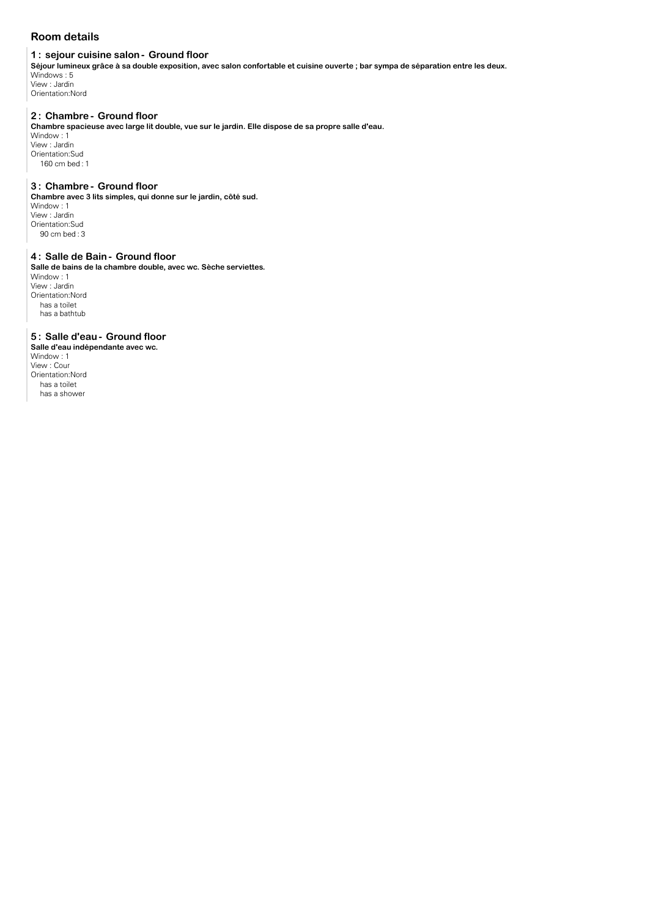## Room details

### 1 : sejour cuisine salon - Ground floor

**Séjour lumineux grâce à sa double exposition, avec salon confortable et cuisine ouverte ; bar sympa de séparation entre les deux.**

Windows : 5
View : Jardin
Orientation:Nord

### 2 : Chambre - Ground floor

**Chambre spacieuse avec large lit double, vue sur le jardin. Elle dispose de sa propre salle d'eau.**

Window : 1
View : Jardin
Orientation:Sud
160 cm bed : 1

### 3 : Chambre - Ground floor

**Chambre avec 3 lits simples, qui donne sur le jardin, côté sud.**

Window : 1
View : Jardin
Orientation:Sud
90 cm bed : 3

### 4 : Salle de Bain - Ground floor

**Salle de bains de la chambre double, avec wc. Sèche serviettes.**

Window : 1
View : Jardin
Orientation:Nord
has a toilet
has a bathtub

### 5 : Salle d'eau - Ground floor

**Salle d'eau indépendante avec wc.**

Window : 1
View : Cour
Orientation:Nord
has a toilet
has a shower